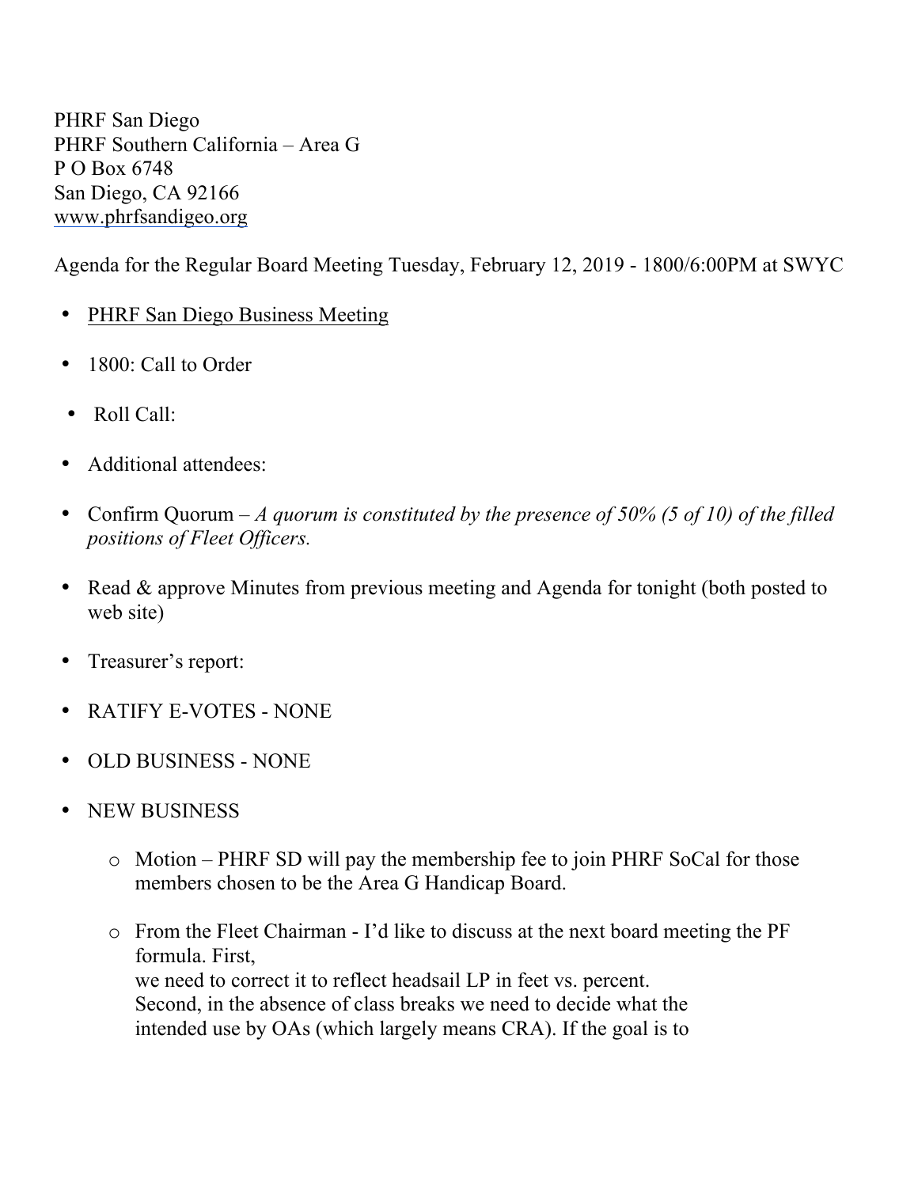PHRF San Diego  
PHRF Southern California – Area G  
P O Box 6748  
San Diego, CA 92166  
www.phrfsandigeo.org

Agenda for the Regular Board Meeting Tuesday, February 12, 2019 - 1800/6:00PM at SWYC

- <u>PHRF San Diego Business Meeting</u>
- 1800: Call to Order
- Roll Call:
- Additional attendees:
- Confirm Quorum – *A quorum is constituted by the presence of 50% (5 of 10) of the filled positions of Fleet Officers.*
- Read & approve Minutes from previous meeting and Agenda for tonight (both posted to web site)
- Treasurer's report:
- RATIFY E-VOTES - NONE
- OLD BUSINESS - NONE
- NEW BUSINESS
    - Motion – PHRF SD will pay the membership fee to join PHRF SoCal for those members chosen to be the Area G Handicap Board.
    - From the Fleet Chairman - I'd like to discuss at the next board meeting the PF formula. First,  
      we need to correct it to reflect headsail LP in feet vs. percent.  
      Second, in the absence of class breaks we need to decide what the  
      intended use by OAs (which largely means CRA). If the goal is to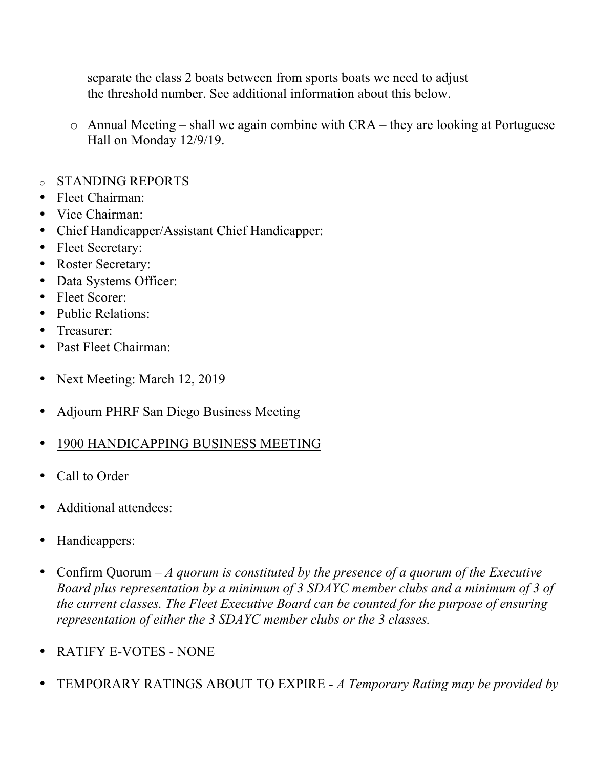separate the class 2 boats between from sports boats we need to adjust the threshold number. See additional information about this below.

- Annual Meeting – shall we again combine with CRA – they are looking at Portuguese Hall on Monday 12/9/19.

- STANDING REPORTS
- Fleet Chairman:
- Vice Chairman:
- Chief Handicapper/Assistant Chief Handicapper:
- Fleet Secretary:
- Roster Secretary:
- Data Systems Officer:
- Fleet Scorer:
- Public Relations:
- Treasurer:
- Past Fleet Chairman:

- Next Meeting: March 12, 2019

- Adjourn PHRF San Diego Business Meeting

- <u>1900 HANDICAPPING BUSINESS MEETING</u>

- Call to Order

- Additional attendees:

- Handicappers:

- Confirm Quorum – *A quorum is constituted by the presence of a quorum of the Executive Board plus representation by a minimum of 3 SDAYC member clubs and a minimum of 3 of the current classes. The Fleet Executive Board can be counted for the purpose of ensuring representation of either the 3 SDAYC member clubs or the 3 classes.*

- RATIFY E-VOTES - NONE

- TEMPORARY RATINGS ABOUT TO EXPIRE - *A Temporary Rating may be provided by*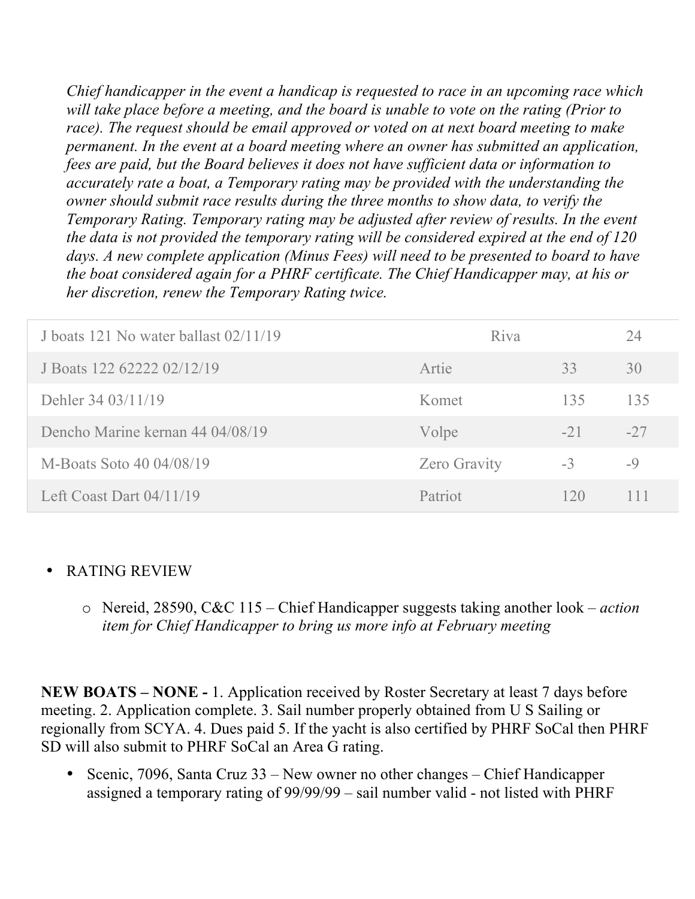*Chief handicapper in the event a handicap is requested to race in an upcoming race which will take place before a meeting, and the board is unable to vote on the rating (Prior to race). The request should be email approved or voted on at next board meeting to make permanent. In the event at a board meeting where an owner has submitted an application, fees are paid, but the Board believes it does not have sufficient data or information to accurately rate a boat, a Temporary rating may be provided with the understanding the owner should submit race results during the three months to show data, to verify the Temporary Rating. Temporary rating may be adjusted after review of results. In the event the data is not provided the temporary rating will be considered expired at the end of 120 days. A new complete application (Minus Fees) will need to be presented to board to have the boat considered again for a PHRF certificate. The Chief Handicapper may, at his or her discretion, renew the Temporary Rating twice.*

| | | | |
|---|---|---|---|
| J boats 121 No water ballast 02/11/19 | Riva | | 24 |
| J Boats 122 62222 02/12/19 | Artie | 33 | 30 |
| Dehler 34 03/11/19 | Komet | 135 | 135 |
| Dencho Marine kernan 44 04/08/19 | Volpe | -21 | -27 |
| M-Boats Soto 40 04/08/19 | Zero Gravity | -3 | -9 |
| Left Coast Dart 04/11/19 | Patriot | 120 | 111 |

- RATING REVIEW
  - Nereid, 28590, C&C 115 – Chief Handicapper suggests taking another look – *action item for Chief Handicapper to bring us more info at February meeting*

**NEW BOATS – NONE -** 1. Application received by Roster Secretary at least 7 days before meeting. 2. Application complete. 3. Sail number properly obtained from U S Sailing or regionally from SCYA. 4. Dues paid 5. If the yacht is also certified by PHRF SoCal then PHRF SD will also submit to PHRF SoCal an Area G rating.

- Scenic, 7096, Santa Cruz 33 – New owner no other changes – Chief Handicapper assigned a temporary rating of 99/99/99 – sail number valid - not listed with PHRF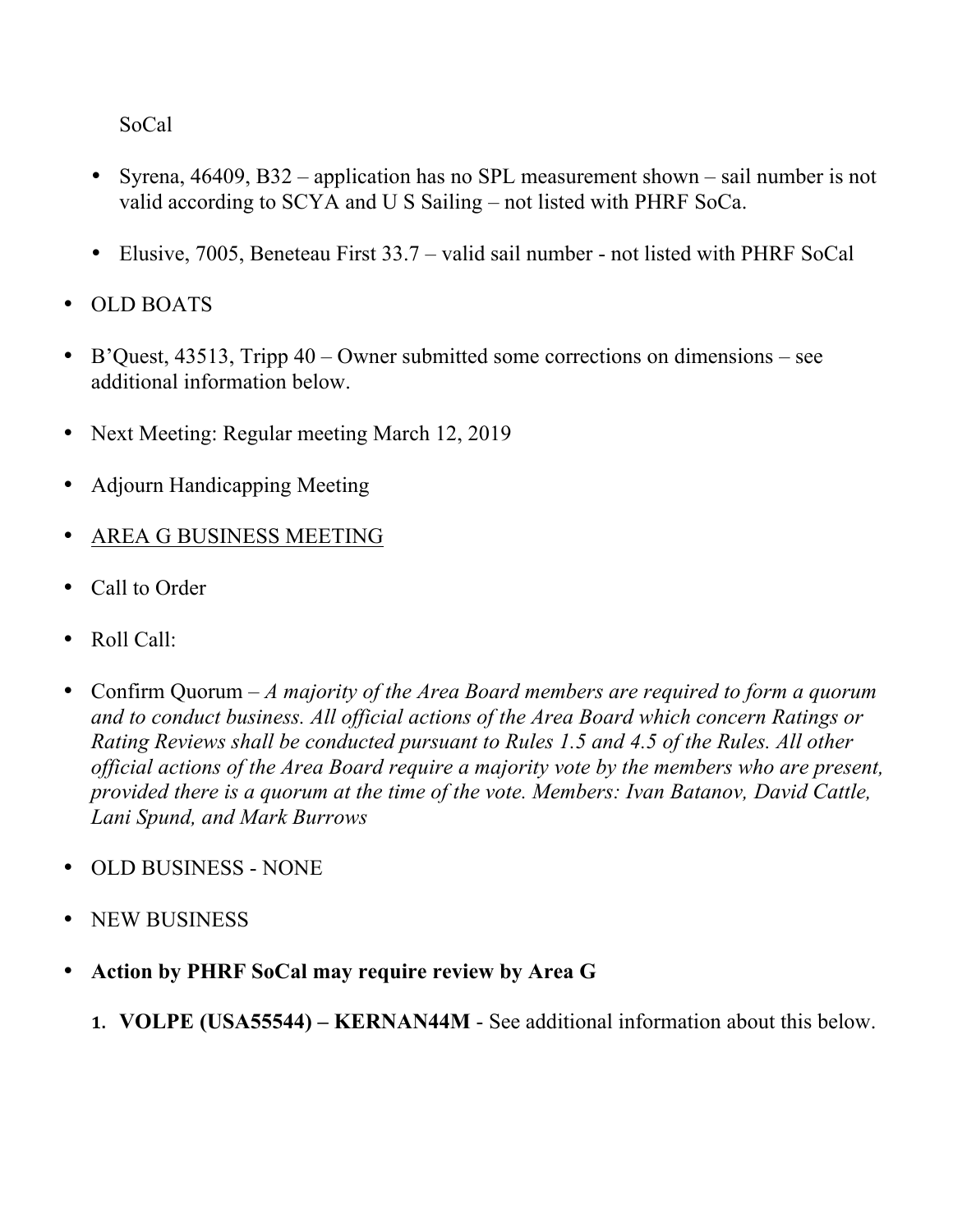SoCal

  - Syrena, 46409, B32 – application has no SPL measurement shown – sail number is not valid according to SCYA and U S Sailing – not listed with PHRF SoCa.
  - Elusive, 7005, Beneteau First 33.7 – valid sail number - not listed with PHRF SoCal

- OLD BOATS
- B'Quest, 43513, Tripp 40 – Owner submitted some corrections on dimensions – see additional information below.
- Next Meeting: Regular meeting March 12, 2019
- Adjourn Handicapping Meeting
- <u>AREA G BUSINESS MEETING</u>
- Call to Order
- Roll Call:
- Confirm Quorum – *A majority of the Area Board members are required to form a quorum and to conduct business. All official actions of the Area Board which concern Ratings or Rating Reviews shall be conducted pursuant to Rules 1.5 and 4.5 of the Rules. All other official actions of the Area Board require a majority vote by the members who are present, provided there is a quorum at the time of the vote. Members: Ivan Batanov, David Cattle, Lani Spund, and Mark Burrows*
- OLD BUSINESS - NONE
- NEW BUSINESS
- **Action by PHRF SoCal may require review by Area G**
  1. **VOLPE (USA55544) – KERNAN44M** - See additional information about this below.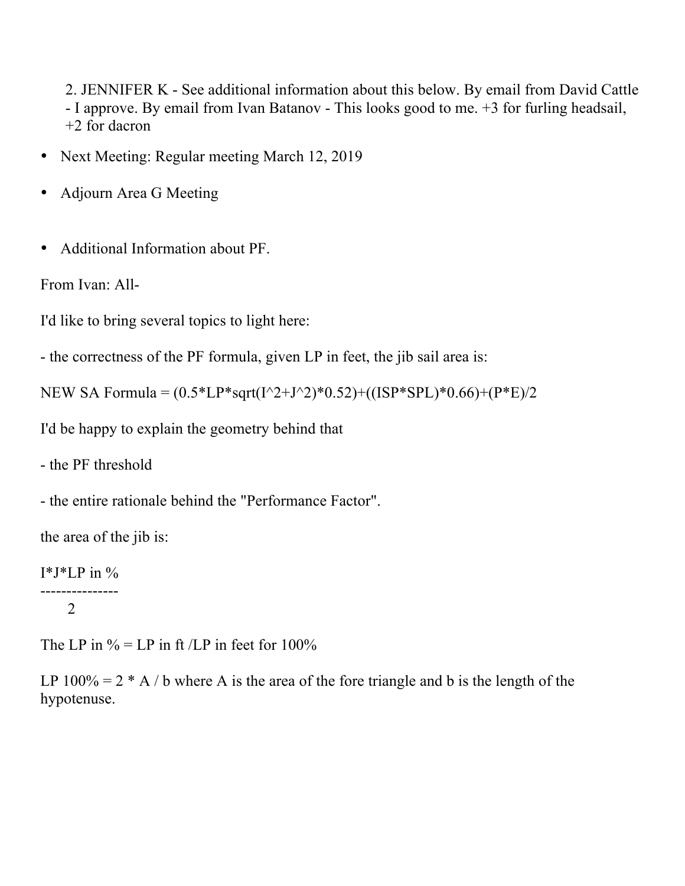2. JENNIFER K - See additional information about this below. By email from David Cattle - I approve. By email from Ivan Batanov - This looks good to me. +3 for furling headsail, +2 for dacron

- Next Meeting: Regular meeting March 12, 2019
- Adjourn Area G Meeting
- Additional Information about PF.

From Ivan: All-

I'd like to bring several topics to light here:

- the correctness of the PF formula, given LP in feet, the jib sail area is:

NEW SA Formula = (0.5*LP*sqrt(I^2+J^2)*0.52)+((ISP*SPL)*0.66)+(P*E)/2

I'd be happy to explain the geometry behind that

- the PF threshold

- the entire rationale behind the "Performance Factor".

the area of the jib is:

$$\frac{I*J*LP \text{ in } \%}{2}$$

The LP in % = LP in ft /LP in feet for 100%

LP 100% = 2 * A / b where A is the area of the fore triangle and b is the length of the hypotenuse.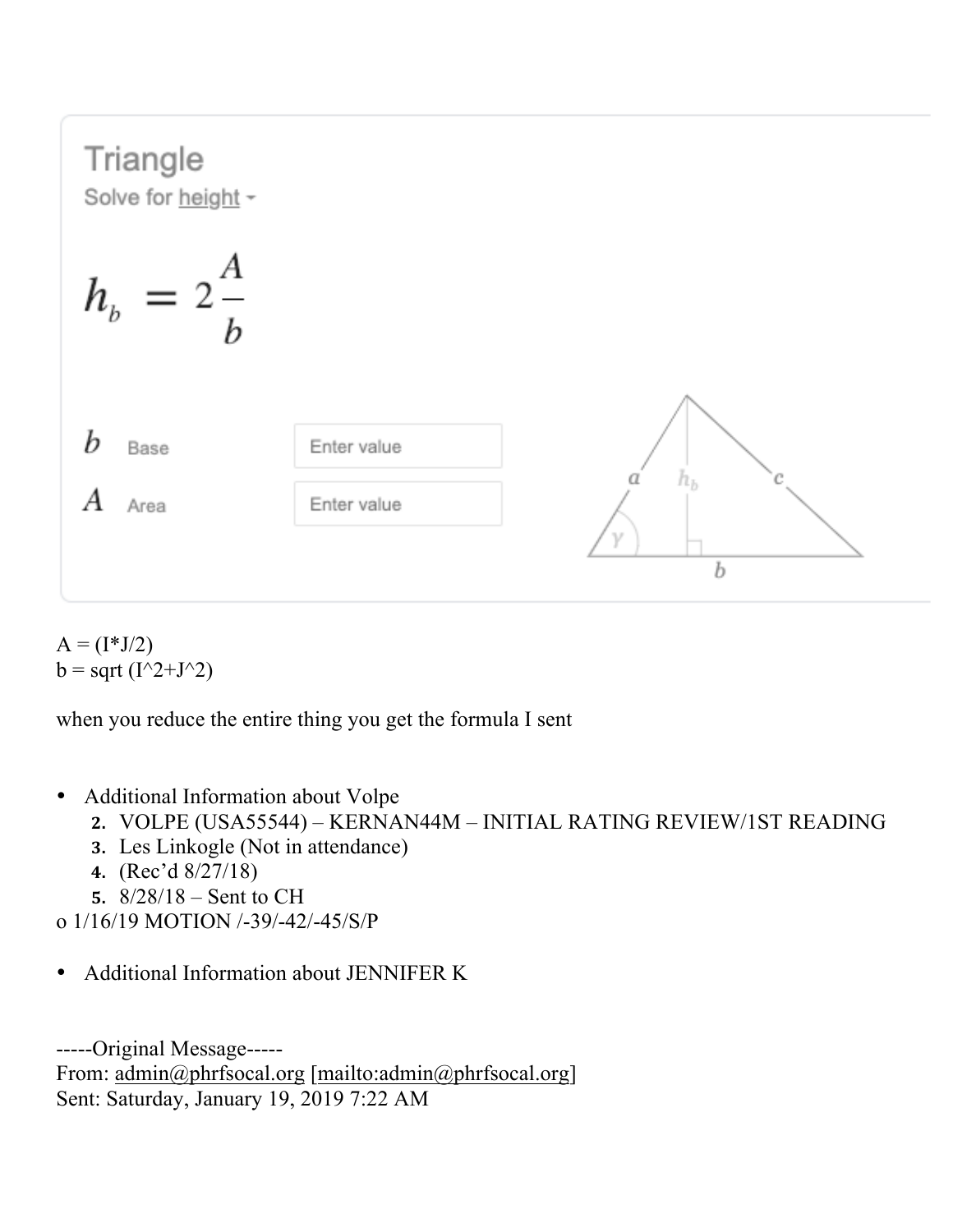Triangle

Solve for height

$$h_b = 2\frac{A}{b}$$

$b$ Base — Enter value

$A$ Area — Enter value

A = (I*J/2)
b = sqrt (I^2+J^2)

when you reduce the entire thing you get the formula I sent

- Additional Information about Volpe
  2. VOLPE (USA55544) – KERNAN44M – INITIAL RATING REVIEW/1ST READING
  3. Les Linkogle (Not in attendance)
  4. (Rec'd 8/27/18)
  5. 8/28/18 – Sent to CH

o 1/16/19 MOTION /-39/-42/-45/S/P

- Additional Information about JENNIFER K

-----Original Message-----
From: admin@phrfsocal.org [mailto:admin@phrfsocal.org]
Sent: Saturday, January 19, 2019 7:22 AM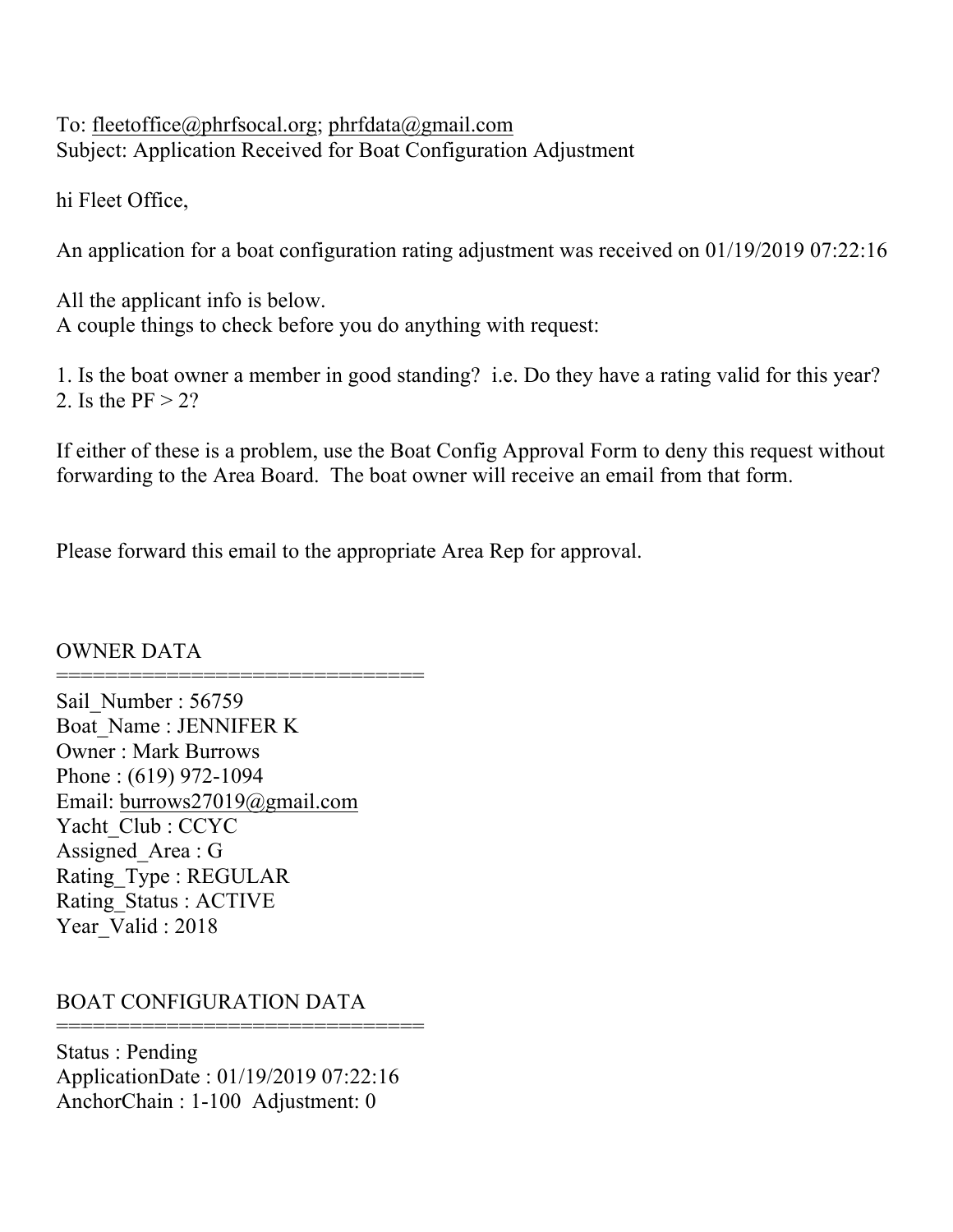To: fleetoffice@phrfsocal.org; phrfdata@gmail.com
Subject: Application Received for Boat Configuration Adjustment

hi Fleet Office,

An application for a boat configuration rating adjustment was received on 01/19/2019 07:22:16

All the applicant info is below.
A couple things to check before you do anything with request:

1. Is the boat owner a member in good standing? i.e. Do they have a rating valid for this year?
2. Is the PF > 2?

If either of these is a problem, use the Boat Config Approval Form to deny this request without forwarding to the Area Board. The boat owner will receive an email from that form.

Please forward this email to the appropriate Area Rep for approval.

OWNER DATA
==============================
Sail_Number : 56759
Boat_Name : JENNIFER K
Owner : Mark Burrows
Phone : (619) 972-1094
Email: burrows27019@gmail.com
Yacht_Club : CCYC
Assigned_Area : G
Rating_Type : REGULAR
Rating_Status : ACTIVE
Year_Valid : 2018

BOAT CONFIGURATION DATA
==============================
Status : Pending
ApplicationDate : 01/19/2019 07:22:16
AnchorChain : 1-100 Adjustment: 0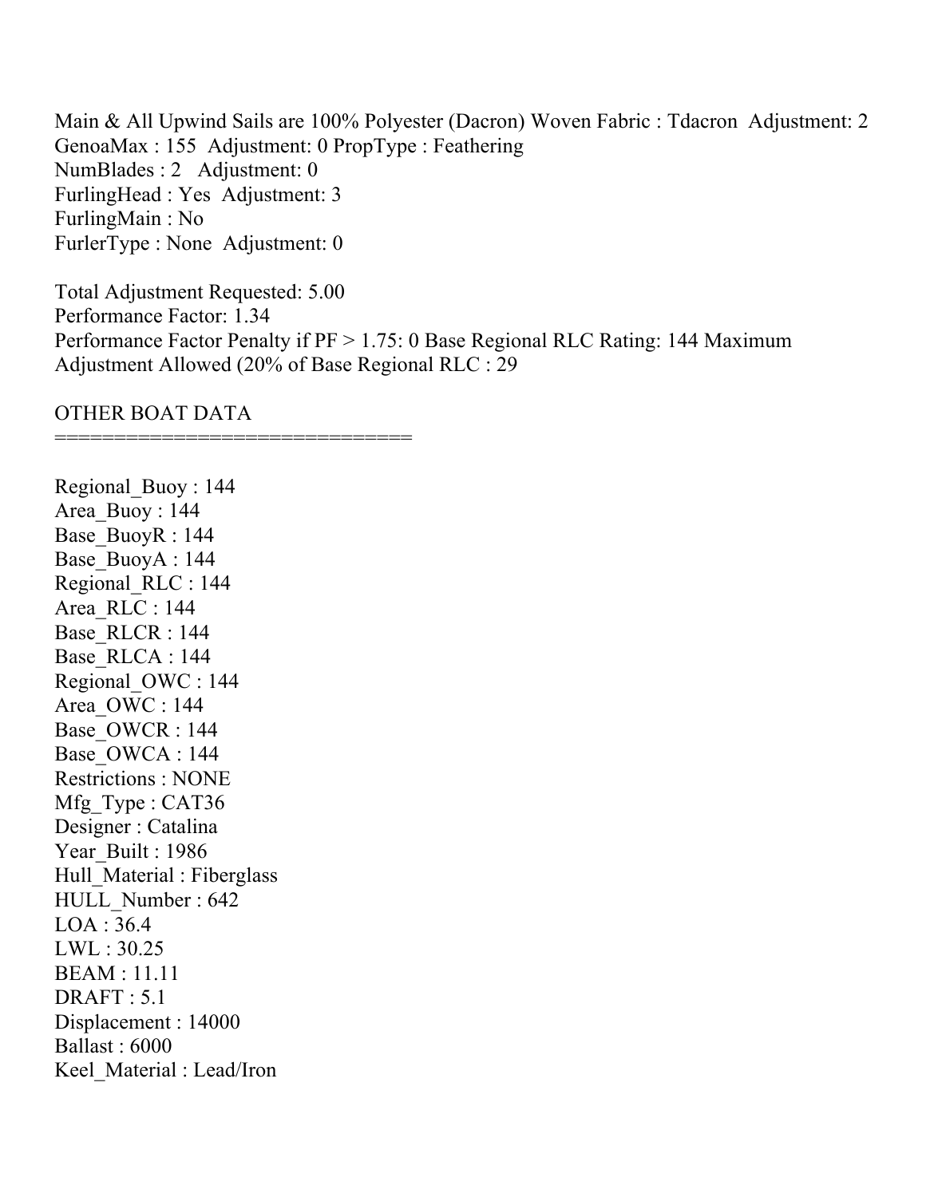Main & All Upwind Sails are 100% Polyester (Dacron) Woven Fabric : Tdacron Adjustment: 2
GenoaMax : 155 Adjustment: 0 PropType : Feathering
NumBlades : 2 Adjustment: 0
FurlingHead : Yes Adjustment: 3
FurlingMain : No
FurlerType : None Adjustment: 0

Total Adjustment Requested: 5.00
Performance Factor: 1.34
Performance Factor Penalty if PF > 1.75: 0 Base Regional RLC Rating: 144 Maximum Adjustment Allowed (20% of Base Regional RLC : 29

OTHER BOAT DATA
==============================

Regional_Buoy : 144
Area_Buoy : 144
Base_BuoyR : 144
Base_BuoyA : 144
Regional_RLC : 144
Area_RLC : 144
Base_RLCR : 144
Base_RLCA : 144
Regional_OWC : 144
Area_OWC : 144
Base_OWCR : 144
Base_OWCA : 144
Restrictions : NONE
Mfg_Type : CAT36
Designer : Catalina
Year_Built : 1986
Hull_Material : Fiberglass
HULL_Number : 642
LOA : 36.4
LWL : 30.25
BEAM : 11.11
DRAFT : 5.1
Displacement : 14000
Ballast : 6000
Keel_Material : Lead/Iron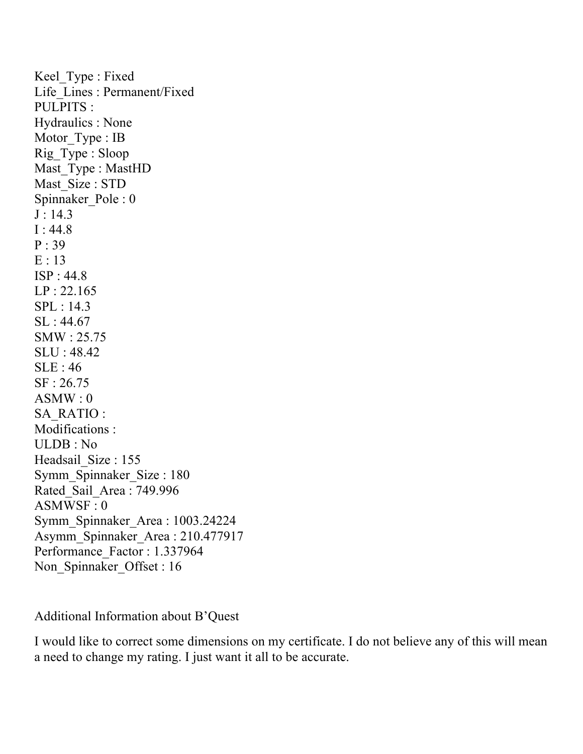Keel_Type : Fixed
Life_Lines : Permanent/Fixed
PULPITS :
Hydraulics : None
Motor_Type : IB
Rig_Type : Sloop
Mast_Type : MastHD
Mast_Size : STD
Spinnaker_Pole : 0
J : 14.3
I : 44.8
P : 39
E : 13
ISP : 44.8
LP : 22.165
SPL : 14.3
SL : 44.67
SMW : 25.75
SLU : 48.42
SLE : 46
SF : 26.75
ASMW : 0
SA_RATIO :
Modifications :
ULDB : No
Headsail_Size : 155
Symm_Spinnaker_Size : 180
Rated_Sail_Area : 749.996
ASMWSF : 0
Symm_Spinnaker_Area : 1003.24224
Asymm_Spinnaker_Area : 210.477917
Performance_Factor : 1.337964
Non_Spinnaker_Offset : 16

Additional Information about B'Quest

I would like to correct some dimensions on my certificate. I do not believe any of this will mean a need to change my rating. I just want it all to be accurate.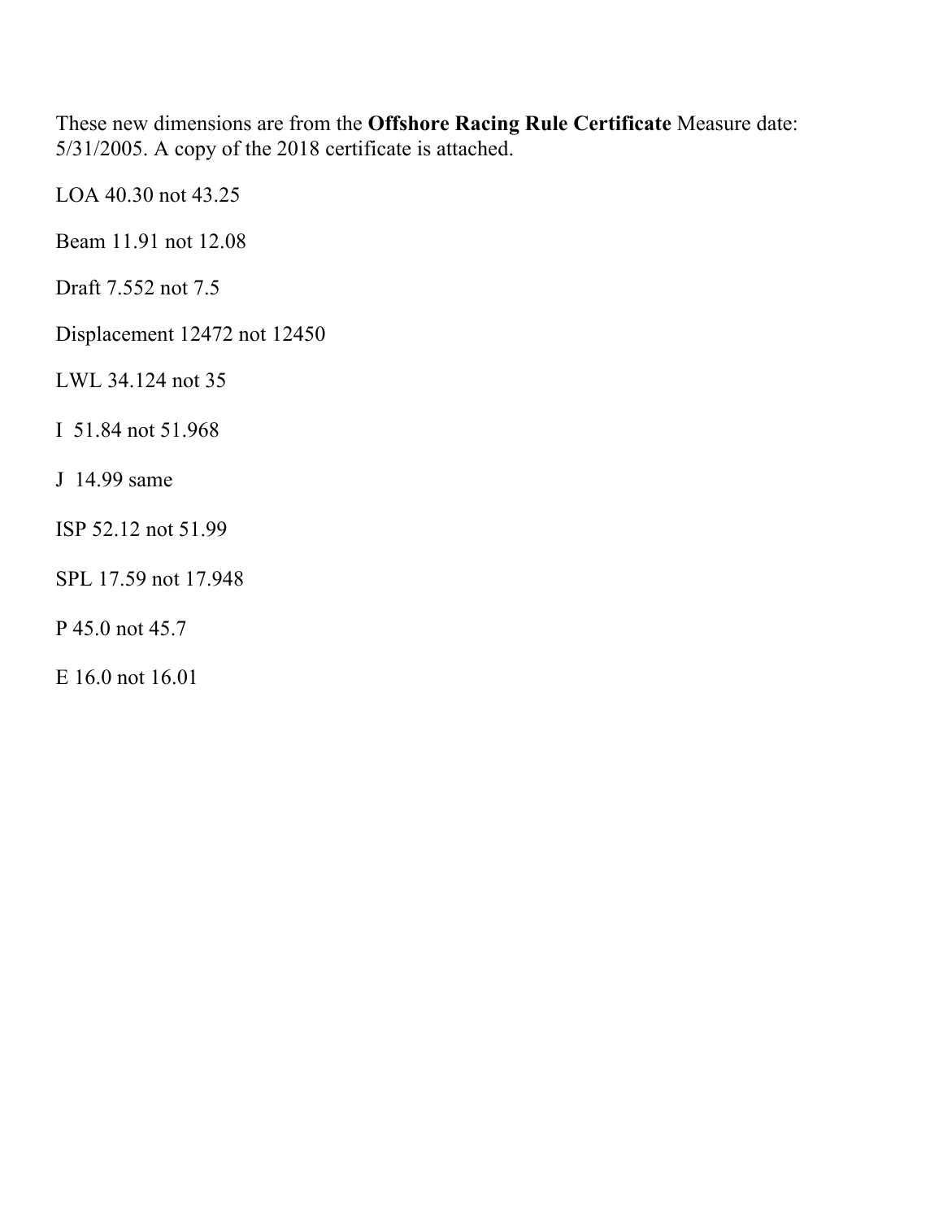These new dimensions are from the **Offshore Racing Rule Certificate** Measure date: 5/31/2005. A copy of the 2018 certificate is attached.

LOA 40.30 not 43.25

Beam 11.91 not 12.08

Draft 7.552 not 7.5

Displacement 12472 not 12450

LWL 34.124 not 35

I 51.84 not 51.968

J 14.99 same

ISP 52.12 not 51.99

SPL 17.59 not 17.948

P 45.0 not 45.7

E 16.0 not 16.01